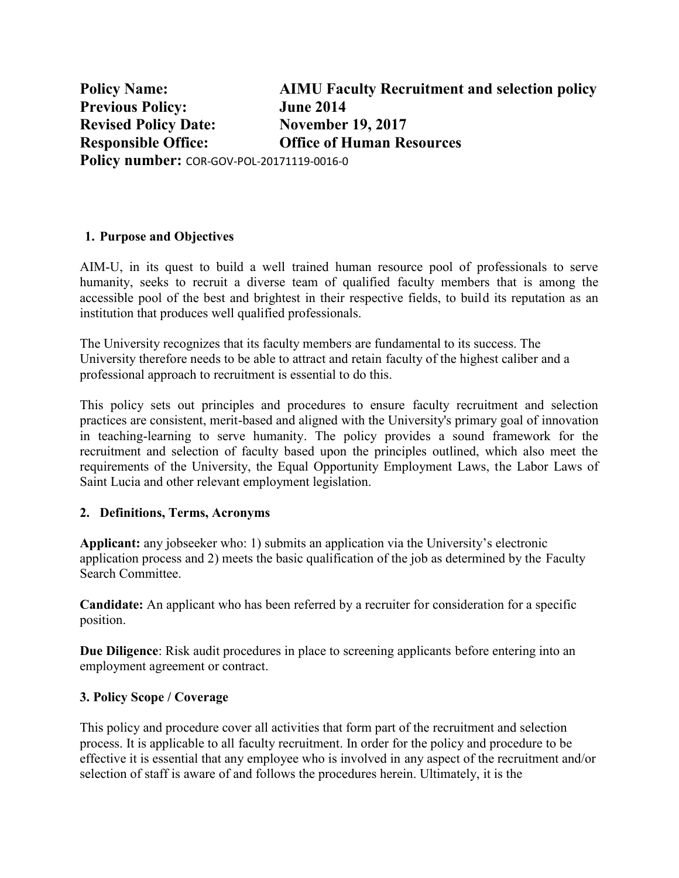**Policy Name:** **AIMU Faculty Recruitment and selection policy**
**Previous Policy:** **June 2014**
**Revised Policy Date:** **November 19, 2017**
**Responsible Office:** **Office of Human Resources**
**Policy number:** COR-GOV-POL-20171119-0016-0

## 1. Purpose and Objectives

AIM-U, in its quest to build a well trained human resource pool of professionals to serve humanity, seeks to recruit a diverse team of qualified faculty members that is among the accessible pool of the best and brightest in their respective fields, to build its reputation as an institution that produces well qualified professionals.

The University recognizes that its faculty members are fundamental to its success. The University therefore needs to be able to attract and retain faculty of the highest caliber and a professional approach to recruitment is essential to do this.

This policy sets out principles and procedures to ensure faculty recruitment and selection practices are consistent, merit-based and aligned with the University's primary goal of innovation in teaching-learning to serve humanity. The policy provides a sound framework for the recruitment and selection of faculty based upon the principles outlined, which also meet the requirements of the University, the Equal Opportunity Employment Laws, the Labor Laws of Saint Lucia and other relevant employment legislation.

## 2. Definitions, Terms, Acronyms

**Applicant:** any jobseeker who: 1) submits an application via the University's electronic application process and 2) meets the basic qualification of the job as determined by the Faculty Search Committee.

**Candidate:** An applicant who has been referred by a recruiter for consideration for a specific position.

**Due Diligence**: Risk audit procedures in place to screening applicants before entering into an employment agreement or contract.

## 3. Policy Scope / Coverage

This policy and procedure cover all activities that form part of the recruitment and selection process. It is applicable to all faculty recruitment. In order for the policy and procedure to be effective it is essential that any employee who is involved in any aspect of the recruitment and/or selection of staff is aware of and follows the procedures herein. Ultimately, it is the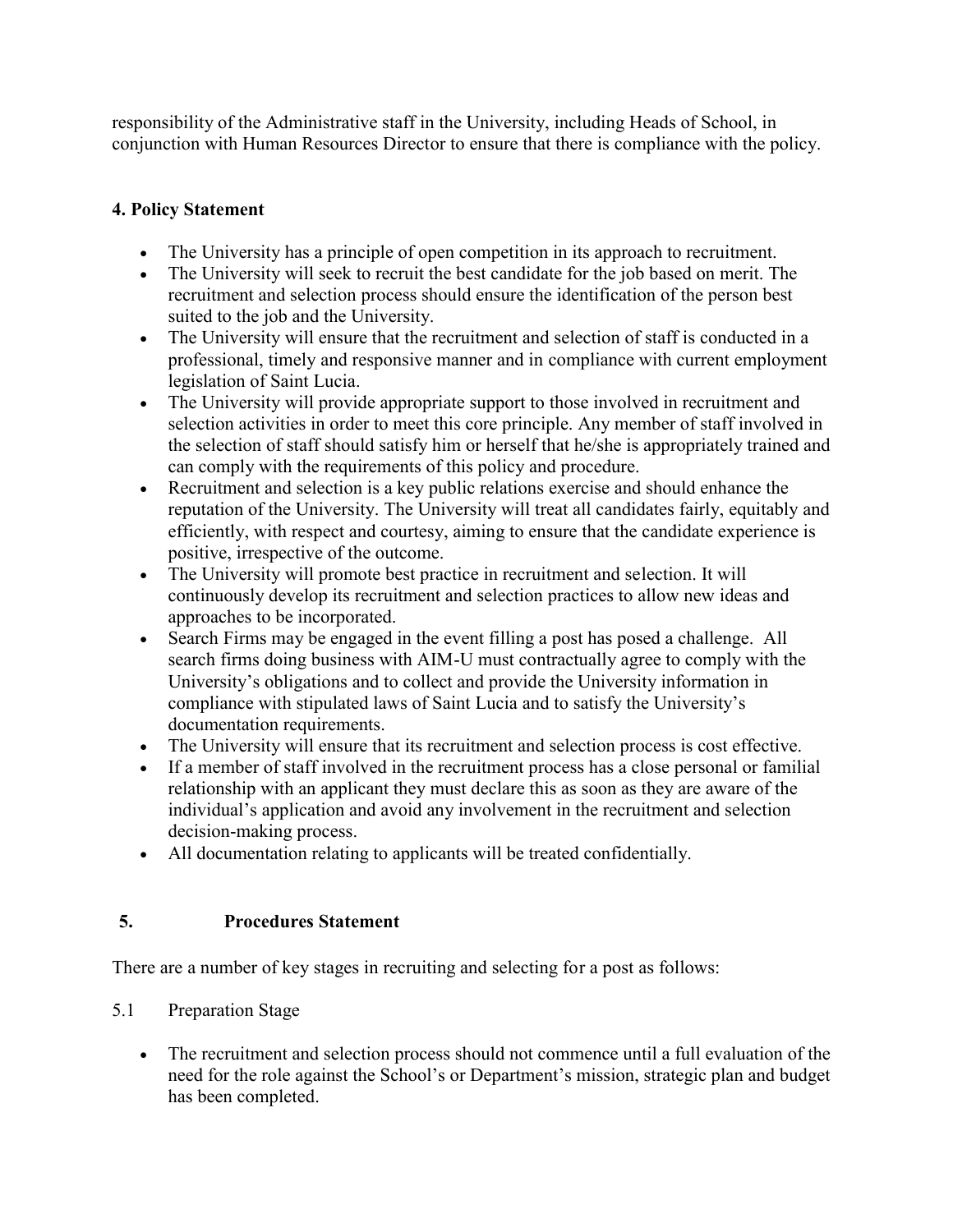responsibility of the Administrative staff in the University, including Heads of School, in conjunction with Human Resources Director to ensure that there is compliance with the policy.

## 4. Policy Statement

- The University has a principle of open competition in its approach to recruitment.
- The University will seek to recruit the best candidate for the job based on merit. The recruitment and selection process should ensure the identification of the person best suited to the job and the University.
- The University will ensure that the recruitment and selection of staff is conducted in a professional, timely and responsive manner and in compliance with current employment legislation of Saint Lucia.
- The University will provide appropriate support to those involved in recruitment and selection activities in order to meet this core principle. Any member of staff involved in the selection of staff should satisfy him or herself that he/she is appropriately trained and can comply with the requirements of this policy and procedure.
- Recruitment and selection is a key public relations exercise and should enhance the reputation of the University. The University will treat all candidates fairly, equitably and efficiently, with respect and courtesy, aiming to ensure that the candidate experience is positive, irrespective of the outcome.
- The University will promote best practice in recruitment and selection. It will continuously develop its recruitment and selection practices to allow new ideas and approaches to be incorporated.
- Search Firms may be engaged in the event filling a post has posed a challenge. All search firms doing business with AIM-U must contractually agree to comply with the University's obligations and to collect and provide the University information in compliance with stipulated laws of Saint Lucia and to satisfy the University's documentation requirements.
- The University will ensure that its recruitment and selection process is cost effective.
- If a member of staff involved in the recruitment process has a close personal or familial relationship with an applicant they must declare this as soon as they are aware of the individual's application and avoid any involvement in the recruitment and selection decision-making process.
- All documentation relating to applicants will be treated confidentially.

## 5. Procedures Statement

There are a number of key stages in recruiting and selecting for a post as follows:

5.1 Preparation Stage

- The recruitment and selection process should not commence until a full evaluation of the need for the role against the School's or Department's mission, strategic plan and budget has been completed.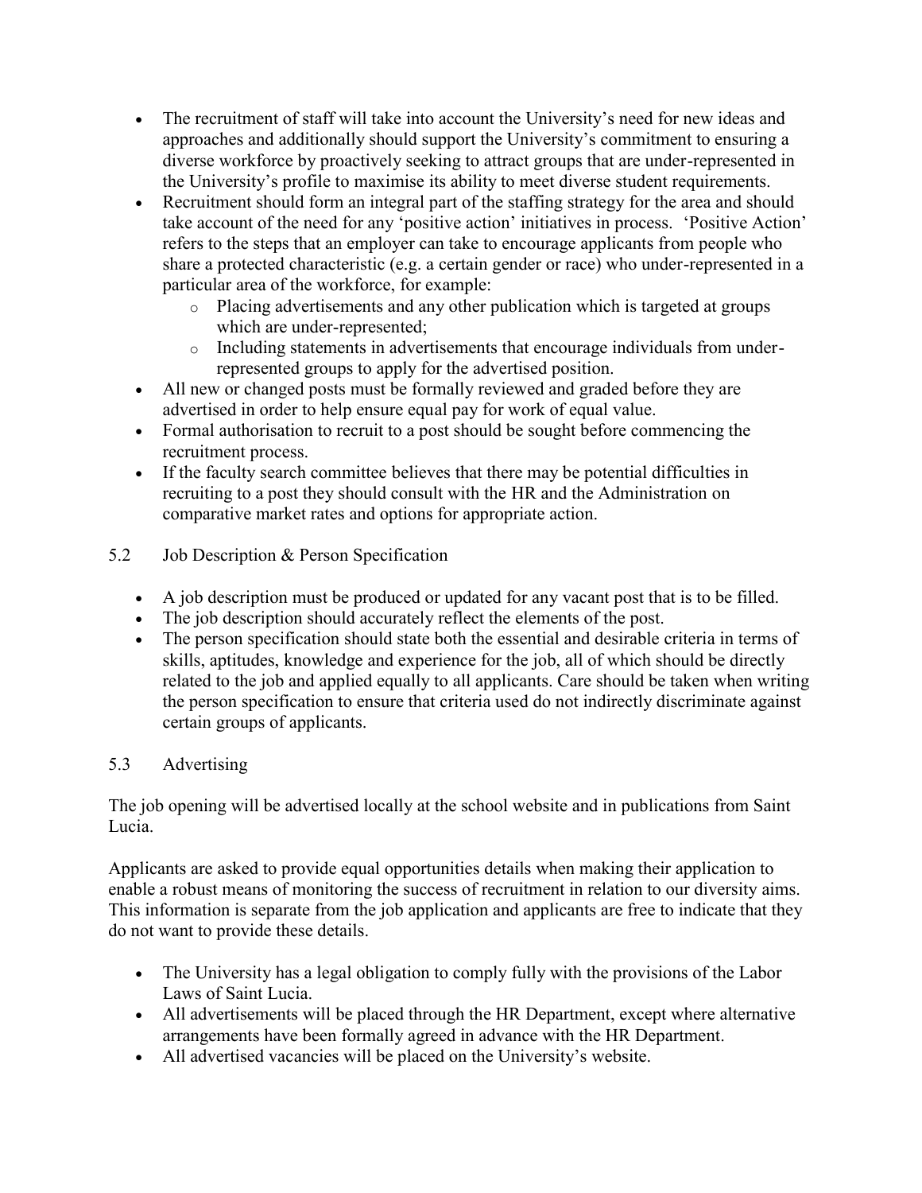- The recruitment of staff will take into account the University's need for new ideas and approaches and additionally should support the University's commitment to ensuring a diverse workforce by proactively seeking to attract groups that are under-represented in the University's profile to maximise its ability to meet diverse student requirements.
- Recruitment should form an integral part of the staffing strategy for the area and should take account of the need for any 'positive action' initiatives in process. 'Positive Action' refers to the steps that an employer can take to encourage applicants from people who share a protected characteristic (e.g. a certain gender or race) who under-represented in a particular area of the workforce, for example:
    - Placing advertisements and any other publication which is targeted at groups which are under-represented;
    - Including statements in advertisements that encourage individuals from under-represented groups to apply for the advertised position.
- All new or changed posts must be formally reviewed and graded before they are advertised in order to help ensure equal pay for work of equal value.
- Formal authorisation to recruit to a post should be sought before commencing the recruitment process.
- If the faculty search committee believes that there may be potential difficulties in recruiting to a post they should consult with the HR and the Administration on comparative market rates and options for appropriate action.

5.2 Job Description & Person Specification

- A job description must be produced or updated for any vacant post that is to be filled.
- The job description should accurately reflect the elements of the post.
- The person specification should state both the essential and desirable criteria in terms of skills, aptitudes, knowledge and experience for the job, all of which should be directly related to the job and applied equally to all applicants. Care should be taken when writing the person specification to ensure that criteria used do not indirectly discriminate against certain groups of applicants.

5.3 Advertising

The job opening will be advertised locally at the school website and in publications from Saint Lucia.

Applicants are asked to provide equal opportunities details when making their application to enable a robust means of monitoring the success of recruitment in relation to our diversity aims. This information is separate from the job application and applicants are free to indicate that they do not want to provide these details.

- The University has a legal obligation to comply fully with the provisions of the Labor Laws of Saint Lucia.
- All advertisements will be placed through the HR Department, except where alternative arrangements have been formally agreed in advance with the HR Department.
- All advertised vacancies will be placed on the University's website.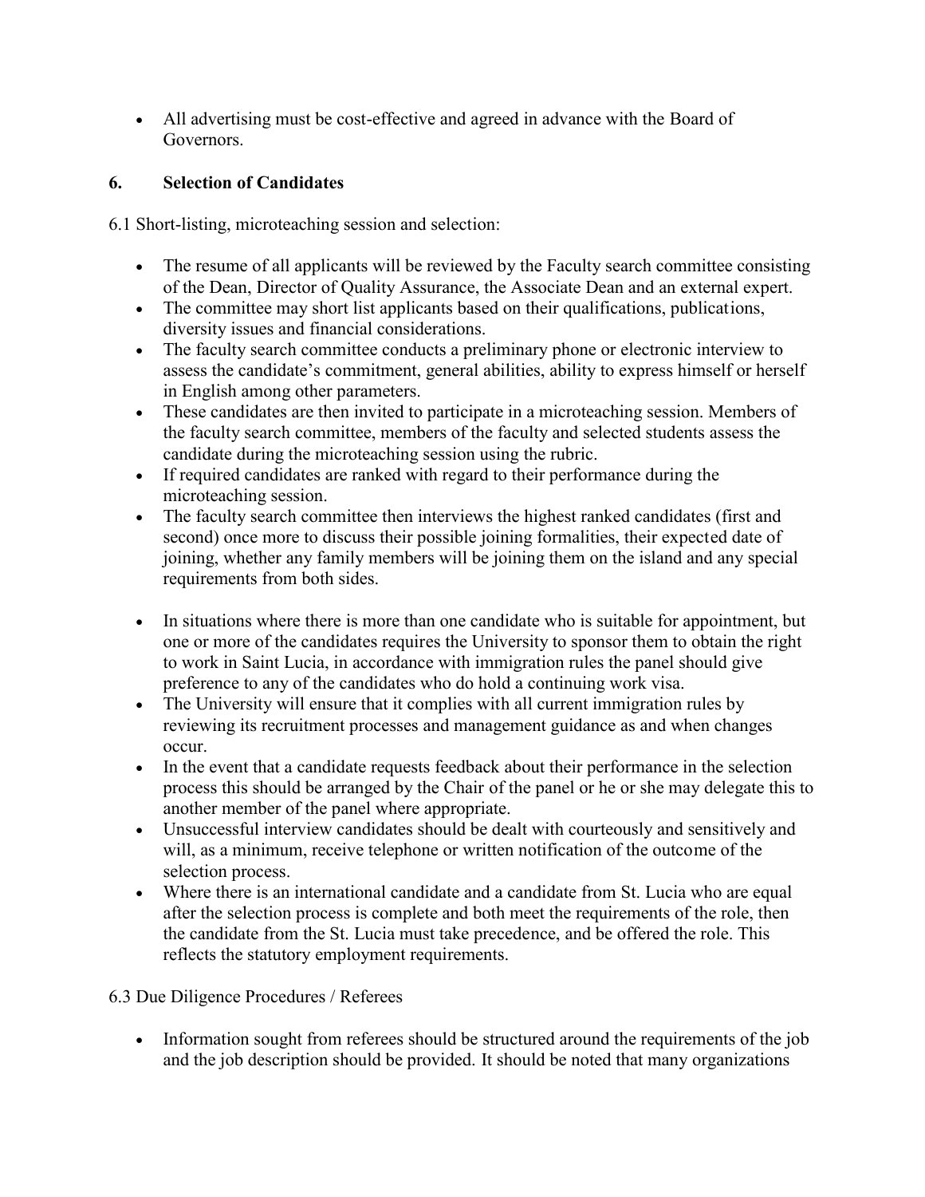- All advertising must be cost-effective and agreed in advance with the Board of Governors.

## 6. Selection of Candidates

6.1 Short-listing, microteaching session and selection:

- The resume of all applicants will be reviewed by the Faculty search committee consisting of the Dean, Director of Quality Assurance, the Associate Dean and an external expert.
- The committee may short list applicants based on their qualifications, publications, diversity issues and financial considerations.
- The faculty search committee conducts a preliminary phone or electronic interview to assess the candidate's commitment, general abilities, ability to express himself or herself in English among other parameters.
- These candidates are then invited to participate in a microteaching session. Members of the faculty search committee, members of the faculty and selected students assess the candidate during the microteaching session using the rubric.
- If required candidates are ranked with regard to their performance during the microteaching session.
- The faculty search committee then interviews the highest ranked candidates (first and second) once more to discuss their possible joining formalities, their expected date of joining, whether any family members will be joining them on the island and any special requirements from both sides.
- In situations where there is more than one candidate who is suitable for appointment, but one or more of the candidates requires the University to sponsor them to obtain the right to work in Saint Lucia, in accordance with immigration rules the panel should give preference to any of the candidates who do hold a continuing work visa.
- The University will ensure that it complies with all current immigration rules by reviewing its recruitment processes and management guidance as and when changes occur.
- In the event that a candidate requests feedback about their performance in the selection process this should be arranged by the Chair of the panel or he or she may delegate this to another member of the panel where appropriate.
- Unsuccessful interview candidates should be dealt with courteously and sensitively and will, as a minimum, receive telephone or written notification of the outcome of the selection process.
- Where there is an international candidate and a candidate from St. Lucia who are equal after the selection process is complete and both meet the requirements of the role, then the candidate from the St. Lucia must take precedence, and be offered the role. This reflects the statutory employment requirements.

6.3 Due Diligence Procedures / Referees

- Information sought from referees should be structured around the requirements of the job and the job description should be provided. It should be noted that many organizations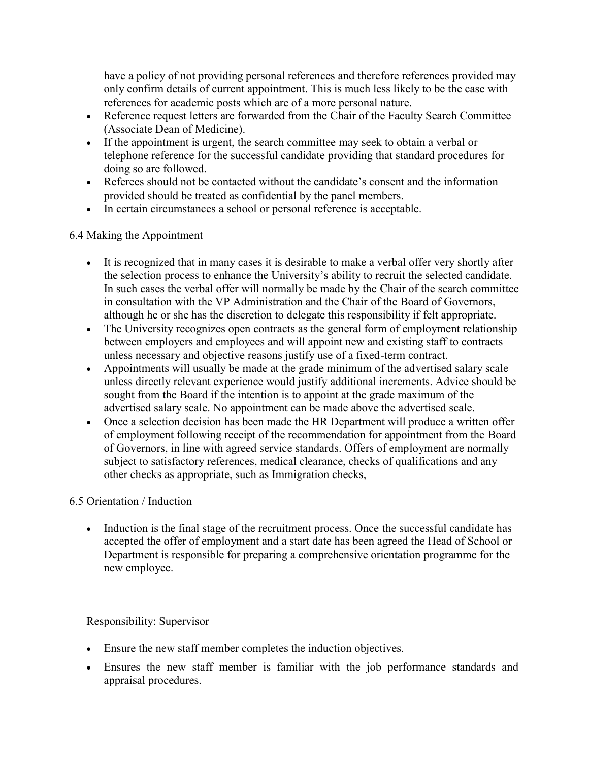have a policy of not providing personal references and therefore references provided may only confirm details of current appointment. This is much less likely to be the case with references for academic posts which are of a more personal nature.

- Reference request letters are forwarded from the Chair of the Faculty Search Committee (Associate Dean of Medicine).
- If the appointment is urgent, the search committee may seek to obtain a verbal or telephone reference for the successful candidate providing that standard procedures for doing so are followed.
- Referees should not be contacted without the candidate's consent and the information provided should be treated as confidential by the panel members.
- In certain circumstances a school or personal reference is acceptable.

6.4 Making the Appointment

- It is recognized that in many cases it is desirable to make a verbal offer very shortly after the selection process to enhance the University's ability to recruit the selected candidate. In such cases the verbal offer will normally be made by the Chair of the search committee in consultation with the VP Administration and the Chair of the Board of Governors, although he or she has the discretion to delegate this responsibility if felt appropriate.
- The University recognizes open contracts as the general form of employment relationship between employers and employees and will appoint new and existing staff to contracts unless necessary and objective reasons justify use of a fixed-term contract.
- Appointments will usually be made at the grade minimum of the advertised salary scale unless directly relevant experience would justify additional increments. Advice should be sought from the Board if the intention is to appoint at the grade maximum of the advertised salary scale. No appointment can be made above the advertised scale.
- Once a selection decision has been made the HR Department will produce a written offer of employment following receipt of the recommendation for appointment from the Board of Governors, in line with agreed service standards. Offers of employment are normally subject to satisfactory references, medical clearance, checks of qualifications and any other checks as appropriate, such as Immigration checks,

6.5 Orientation / Induction

- Induction is the final stage of the recruitment process. Once the successful candidate has accepted the offer of employment and a start date has been agreed the Head of School or Department is responsible for preparing a comprehensive orientation programme for the new employee.

Responsibility: Supervisor

- Ensure the new staff member completes the induction objectives.
- Ensures the new staff member is familiar with the job performance standards and appraisal procedures.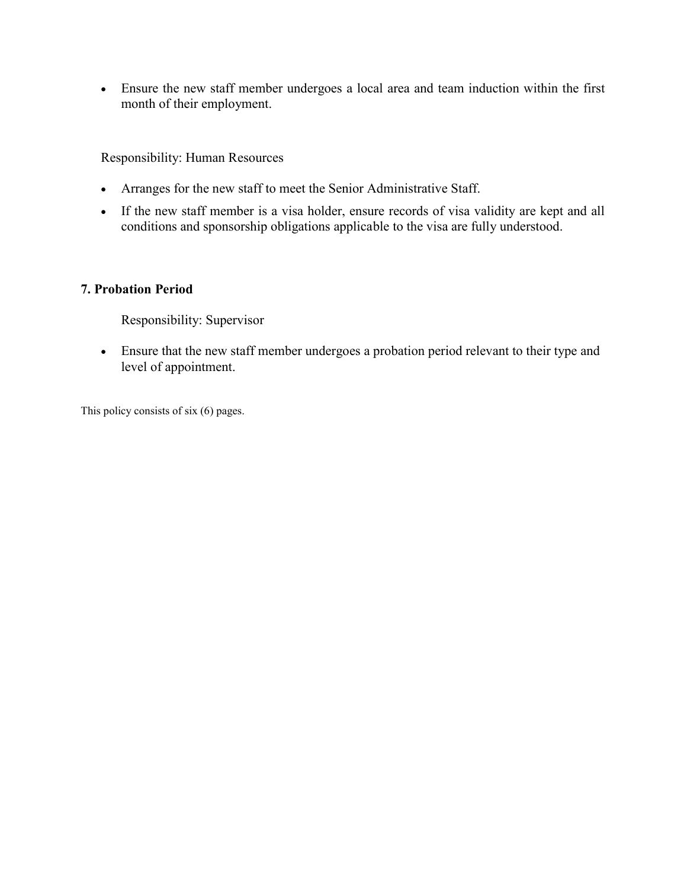- Ensure the new staff member undergoes a local area and team induction within the first month of their employment.

Responsibility: Human Resources

- Arranges for the new staff to meet the Senior Administrative Staff.
- If the new staff member is a visa holder, ensure records of visa validity are kept and all conditions and sponsorship obligations applicable to the visa are fully understood.

## 7. Probation Period

Responsibility: Supervisor

- Ensure that the new staff member undergoes a probation period relevant to their type and level of appointment.

This policy consists of six (6) pages.